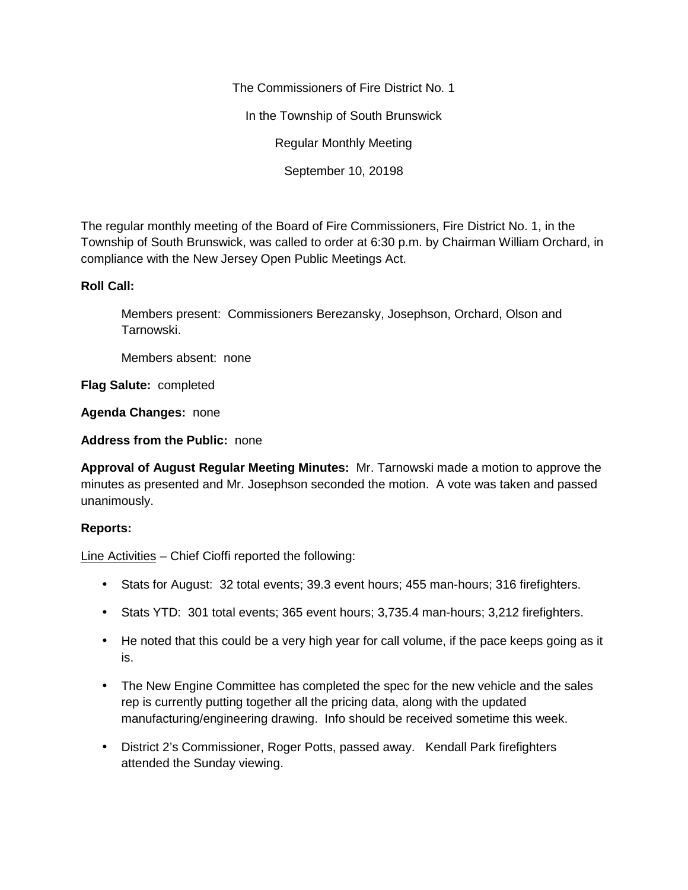The Commissioners of Fire District No. 1

In the Township of South Brunswick

Regular Monthly Meeting

September 10, 20198

The regular monthly meeting of the Board of Fire Commissioners, Fire District No. 1, in the Township of South Brunswick, was called to order at 6:30 p.m. by Chairman William Orchard, in compliance with the New Jersey Open Public Meetings Act.

**Roll Call:**

Members present: Commissioners Berezansky, Josephson, Orchard, Olson and Tarnowski.

Members absent: none

**Flag Salute:** completed

**Agenda Changes:** none

**Address from the Public:** none

**Approval of August Regular Meeting Minutes:** Mr. Tarnowski made a motion to approve the minutes as presented and Mr. Josephson seconded the motion. A vote was taken and passed unanimously.

**Reports:**

Line Activities – Chief Cioffi reported the following:

- Stats for August: 32 total events; 39.3 event hours; 455 man-hours; 316 firefighters.
- Stats YTD: 301 total events; 365 event hours; 3,735.4 man-hours; 3,212 firefighters.
- He noted that this could be a very high year for call volume, if the pace keeps going as it is.
- The New Engine Committee has completed the spec for the new vehicle and the sales rep is currently putting together all the pricing data, along with the updated manufacturing/engineering drawing. Info should be received sometime this week.
- District 2's Commissioner, Roger Potts, passed away. Kendall Park firefighters attended the Sunday viewing.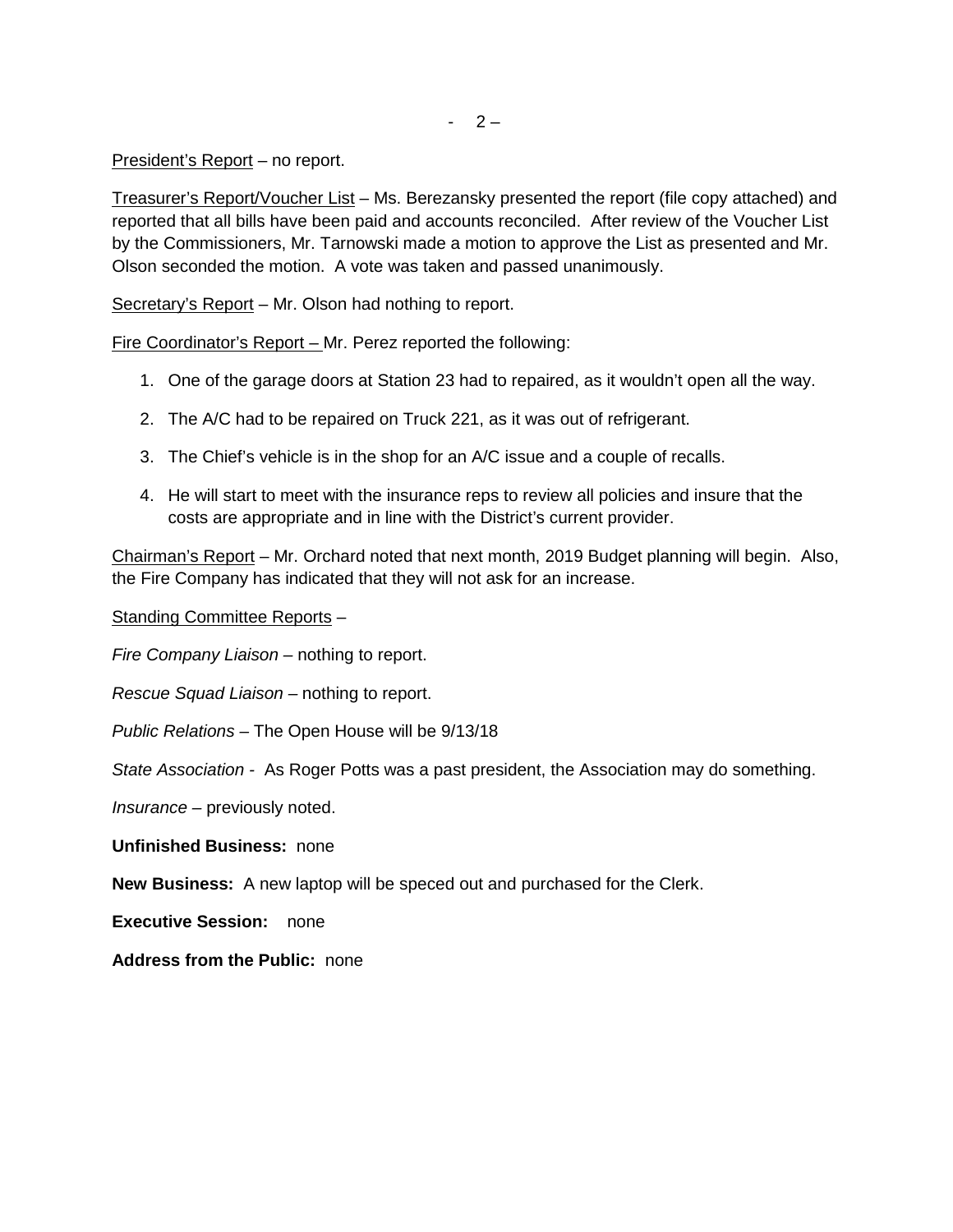<u>President's Report</u> – no report.

<u>Treasurer's Report/Voucher List</u> – Ms. Berezansky presented the report (file copy attached) and reported that all bills have been paid and accounts reconciled. After review of the Voucher List by the Commissioners, Mr. Tarnowski made a motion to approve the List as presented and Mr. Olson seconded the motion. A vote was taken and passed unanimously.

<u>Secretary's Report</u> – Mr. Olson had nothing to report.

<u>Fire Coordinator's Report –</u> Mr. Perez reported the following:

1. One of the garage doors at Station 23 had to repaired, as it wouldn't open all the way.
2. The A/C had to be repaired on Truck 221, as it was out of refrigerant.
3. The Chief's vehicle is in the shop for an A/C issue and a couple of recalls.
4. He will start to meet with the insurance reps to review all policies and insure that the costs are appropriate and in line with the District's current provider.

<u>Chairman's Report</u> – Mr. Orchard noted that next month, 2019 Budget planning will begin. Also, the Fire Company has indicated that they will not ask for an increase.

<u>Standing Committee Reports</u> –

*Fire Company Liaison* – nothing to report.

*Rescue Squad Liaison* – nothing to report.

*Public Relations* – The Open House will be 9/13/18

*State Association* - As Roger Potts was a past president, the Association may do something.

*Insurance* – previously noted.

**Unfinished Business:** none

**New Business:** A new laptop will be speced out and purchased for the Clerk.

**Executive Session:** none

**Address from the Public:** none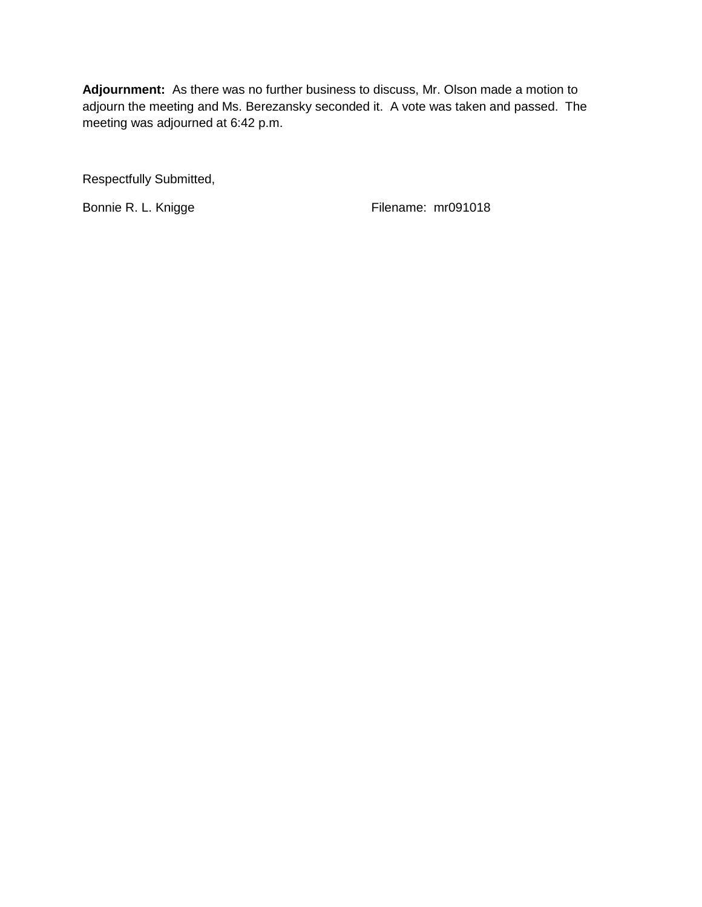**Adjournment:** As there was no further business to discuss, Mr. Olson made a motion to adjourn the meeting and Ms. Berezansky seconded it. A vote was taken and passed. The meeting was adjourned at 6:42 p.m.

Respectfully Submitted,

Bonnie R. L. Knigge Filename: mr091018